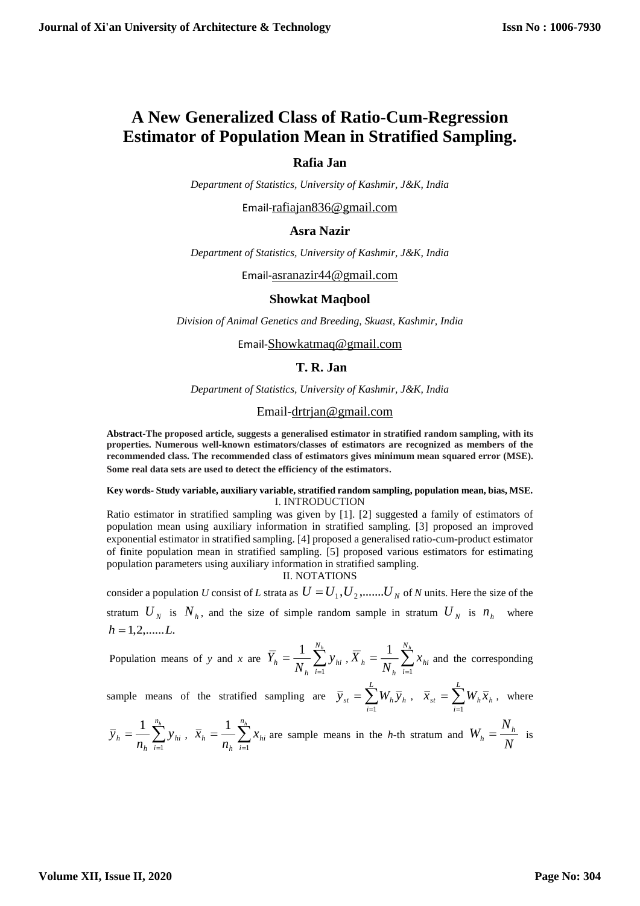# A New Generalized Class of Ratio-Cum-Regression Estimator of Population Mean in Stratified Sampling.

**Rafia Jan**

*Department of Statistics, University of Kashmir, J&K, India*

Email-rafiajan836@gmail.com

**Asra Nazir**

*Department of Statistics, University of Kashmir, J&K, India*

Email-asranazir44@gmail.com

**Showkat Maqbool**

*Division of Animal Genetics and Breeding, Skuast, Kashmir, India*

Email-Showkatmaq@gmail.com

**T. R. Jan**

*Department of Statistics, University of Kashmir, J&K, India*

Email-drtrjan@gmail.com

**Abstract-The proposed article, suggests a generalised estimator in stratified random sampling, with its properties. Numerous well-known estimators/classes of estimators are recognized as members of the recommended class. The recommended class of estimators gives minimum mean squared error (MSE). Some real data sets are used to detect the efficiency of the estimators.**

**Key words- Study variable, auxiliary variable, stratified random sampling, population mean, bias, MSE.**

## I. INTRODUCTION

Ratio estimator in stratified sampling was given by [1]. [2] suggested a family of estimators of population mean using auxiliary information in stratified sampling. [3] proposed an improved exponential estimator in stratified sampling. [4] proposed a generalised ratio-cum-product estimator of finite population mean in stratified sampling. [5] proposed various estimators for estimating population parameters using auxiliary information in stratified sampling.

## II. NOTATIONS

consider a population *U* consist of *L* strata as $U = U_1, U_2, .......U_N$ of *N* units. Here the size of the stratum $U_N$ is $N_h$, and the size of simple random sample in stratum $U_N$ is $n_h$ where $h = 1,2,......L.$

Population means of *y* and *x* are $\bar{Y}_h = \frac{1}{N_h}\sum_{i=1}^{N_h} y_{hi}$ , $\bar{X}_h = \frac{1}{N_h}\sum_{i=1}^{N_h} x_{hi}$ and the corresponding sample means of the stratified sampling are $\bar{y}_{st} = \sum_{i=1}^{L} W_h \bar{y}_h$ , $\bar{x}_{st} = \sum_{i=1}^{L} W_h \bar{x}_h$ , where $\bar{y}_h = \frac{1}{n_h}\sum_{i=1}^{n_h} y_{hi}$ , $\bar{x}_h = \frac{1}{n_h}\sum_{i=1}^{n_h} x_{hi}$ are sample means in the *h*-th stratum and $W_h = \frac{N_h}{N}$ is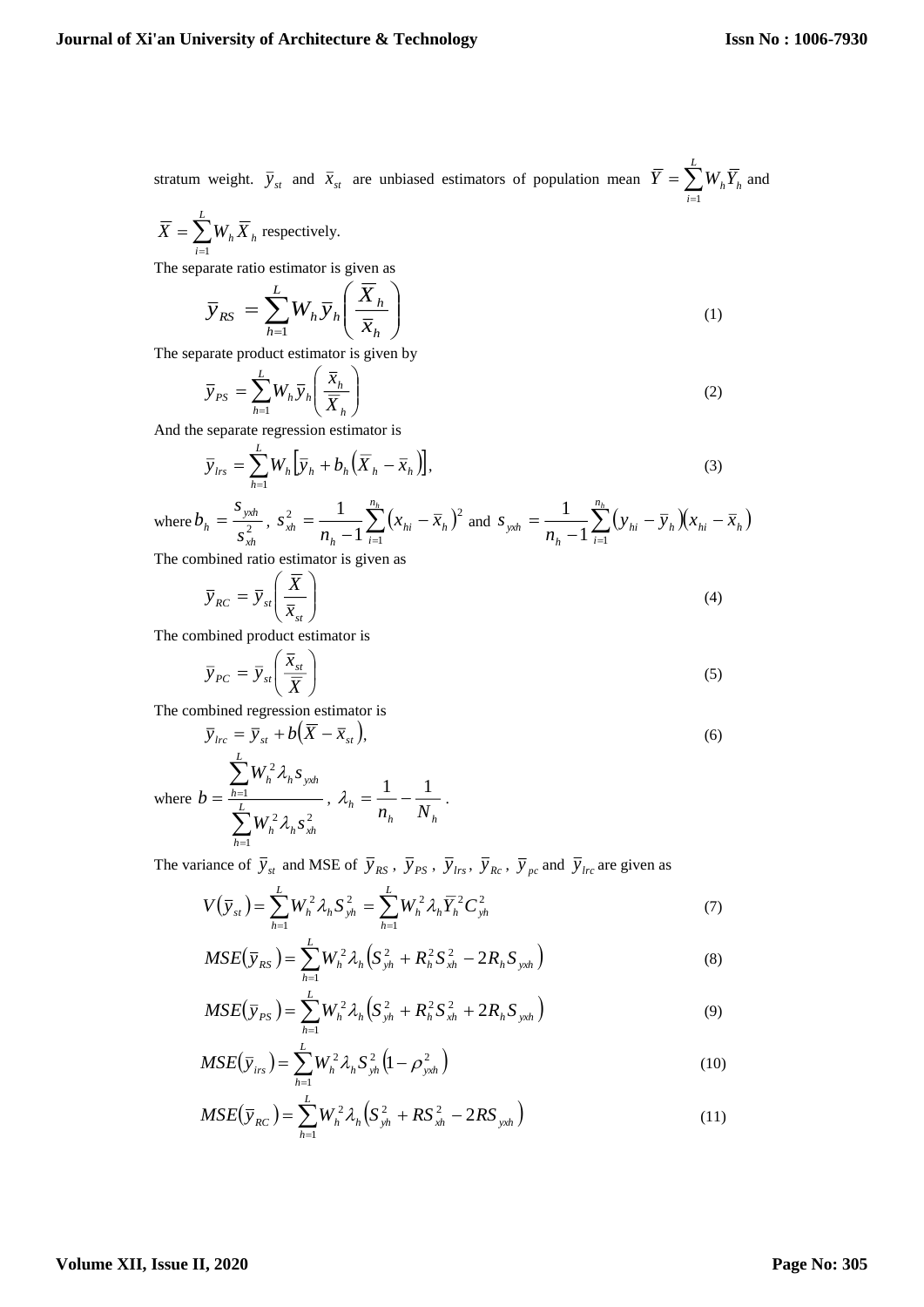stratum weight. $\bar{y}_{st}$ and $\bar{x}_{st}$ are unbiased estimators of population mean $\bar{Y} = \sum_{i=1}^{L} W_h \bar{Y}_h$ and $\bar{X} = \sum_{i=1}^{L} W_h \bar{X}_h$ respectively.

The separate ratio estimator is given as

$$\bar{y}_{RS} = \sum_{h=1}^{L} W_h \bar{y}_h \left( \frac{\bar{X}_h}{\bar{x}_h} \right) \tag{1}$$

The separate product estimator is given by

$$\bar{y}_{PS} = \sum_{h=1}^{L} W_h \bar{y}_h \left( \frac{\bar{x}_h}{\bar{X}_h} \right) \tag{2}$$

And the separate regression estimator is

$$\bar{y}_{lrs} = \sum_{h=1}^{L} W_h \left[ \bar{y}_h + b_h \left( \bar{X}_h - \bar{x}_h \right) \right], \tag{3}$$

where $b_h = \frac{s_{yxh}}{s_{xh}^2}$, $s_{xh}^2 = \frac{1}{n_h - 1} \sum_{i=1}^{n_h} \left( x_{hi} - \bar{x}_h \right)^2$ and $s_{yxh} = \frac{1}{n_h - 1} \sum_{i=1}^{n_h} \left( y_{hi} - \bar{y}_h \right) \left( x_{hi} - \bar{x}_h \right)$

The combined ratio estimator is given as

$$\bar{y}_{RC} = \bar{y}_{st} \left( \frac{\bar{X}}{\bar{x}_{st}} \right) \tag{4}$$

The combined product estimator is

$$\bar{y}_{PC} = \bar{y}_{st} \left( \frac{\bar{x}_{st}}{\bar{X}} \right) \tag{5}$$

The combined regression estimator is

$$\bar{y}_{lrc} = \bar{y}_{st} + b \left( \bar{X} - \bar{x}_{st} \right), \tag{6}$$

where $b = \frac{\sum_{h=1}^{L} W_h^2 \lambda_h s_{yxh}}{\sum_{h=1}^{L} W_h^2 \lambda_h s_{xh}^2}$, $\lambda_h = \frac{1}{n_h} - \frac{1}{N_h}$.

The variance of $\bar{y}_{st}$ and MSE of $\bar{y}_{RS}$, $\bar{y}_{PS}$, $\bar{y}_{lrs}$, $\bar{y}_{Rc}$, $\bar{y}_{pc}$ and $\bar{y}_{lrc}$ are given as

$$V\left( \bar{y}_{st} \right) = \sum_{h=1}^{L} W_h^2 \lambda_h S_{yh}^2 = \sum_{h=1}^{L} W_h^2 \lambda_h \bar{Y}_h^2 C_{yh}^2 \tag{7}$$

$$MSE\left( \bar{y}_{RS} \right) = \sum_{h=1}^{L} W_h^2 \lambda_h \left( S_{yh}^2 + R_h^2 S_{xh}^2 - 2 R_h S_{yxh} \right) \tag{8}$$

$$MSE\left( \bar{y}_{PS} \right) = \sum_{h=1}^{L} W_h^2 \lambda_h \left( S_{yh}^2 + R_h^2 S_{xh}^2 + 2 R_h S_{yxh} \right) \tag{9}$$

$$MSE\left( \bar{y}_{irs} \right) = \sum_{h=1}^{L} W_h^2 \lambda_h S_{yh}^2 \left( 1 - \rho_{yxh}^2 \right) \tag{10}$$

$$MSE\left( \bar{y}_{RC} \right) = \sum_{h=1}^{L} W_h^2 \lambda_h \left( S_{yh}^2 + R S_{xh}^2 - 2 R S_{yxh} \right) \tag{11}$$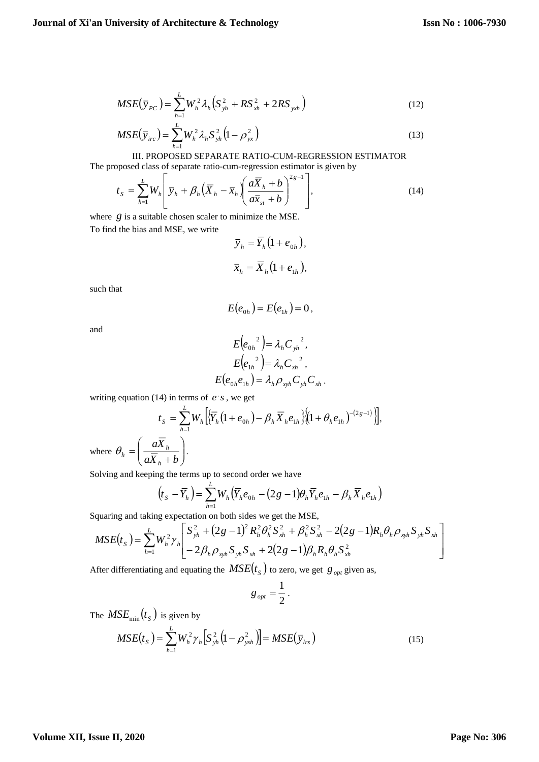$$MSE(\bar{y}_{PC}) = \sum_{h=1}^{L} W_h^2 \lambda_h \left(S_{yh}^2 + RS_{xh}^2 + 2RS_{yxh}\right) \tag{12}$$

$$MSE(\bar{y}_{irc}) = \sum_{h=1}^{L} W_h^2 \lambda_h S_{yh}^2 \left(1 - \rho_{yx}^2\right) \tag{13}$$

## III. PROPOSED SEPARATE RATIO-CUM-REGRESSION ESTIMATOR

The proposed class of separate ratio-cum-regression estimator is given by

$$t_S = \sum_{h=1}^{L} W_h \left[ \bar{y}_h + \beta_h \left(\bar{X}_h - \bar{x}_h\right) \left( \frac{a\bar{X}_h + b}{a\bar{x}_{st} + b} \right)^{2g-1} \right], \tag{14}$$

where $g$ is a suitable chosen scaler to minimize the MSE.

To find the bias and MSE, we write

$$\bar{y}_h = \bar{Y}_h \left(1 + e_{0h}\right),$$

$$\bar{x}_h = \bar{X}_h \left(1 + e_{1h}\right),$$

such that

$$E(e_{0h}) = E(e_{1h}) = 0,$$

and

$$E\left(e_{0h}^{\ 2}\right) = \lambda_h C_{yh}^{\ 2},$$

$$E\left(e_{1h}^{\ 2}\right) = \lambda_h C_{xh}^{\ 2},$$

$$E\left(e_{0h} e_{1h}\right) = \lambda_h \rho_{xyh} C_{yh} C_{xh}.$$

writing equation (14) in terms of $e's$, we get

$$t_S = \sum_{h=1}^{L} W_h \left[ \left\{ \bar{Y}_h \left(1 + e_{0h}\right) - \beta_h \bar{X}_h e_{1h} \right\} \left\{ \left(1 + \theta_h e_{1h}\right)^{-(2g-1)} \right\} \right],$$

where $\theta_h = \left( \dfrac{a\bar{X}_h}{a\bar{X}_h + b} \right)$.

Solving and keeping the terms up to second order we have

$$\left(t_S - \bar{Y}_h\right) = \sum_{h=1}^{L} W_h \left( \bar{Y}_h e_{0h} - (2g-1)\theta_h \bar{Y}_h e_{1h} - \beta_h \bar{X}_h e_{1h} \right)$$

Squaring and taking expectation on both sides we get the MSE,

$$MSE(t_S) = \sum_{h=1}^{L} W_h^2 \gamma_h \left[ \begin{array}{l} S_{yh}^2 + (2g-1)^2 R_h^2 \theta_h^2 S_{xh}^2 + \beta_h^2 S_{xh}^2 - 2(2g-1) R_h \theta_h \rho_{xyh} S_{yh} S_{xh} \\ -2\beta_h \rho_{xyh} S_{yh} S_{xh} + 2(2g-1)\beta_h R_h \theta_h S_{xh}^2 \end{array} \right]$$

After differentiating and equating the $MSE(t_S)$ to zero, we get $g_{opt}$ given as,

$$g_{opt} = \frac{1}{2}.$$

The $MSE_{\min}(t_S)$ is given by

$$MSE(t_S) = \sum_{h=1}^{L} W_h^2 \gamma_h \left[ S_{yh}^2 \left(1 - \rho_{yxh}^2\right) \right] = MSE(\bar{y}_{lrs}) \tag{15}$$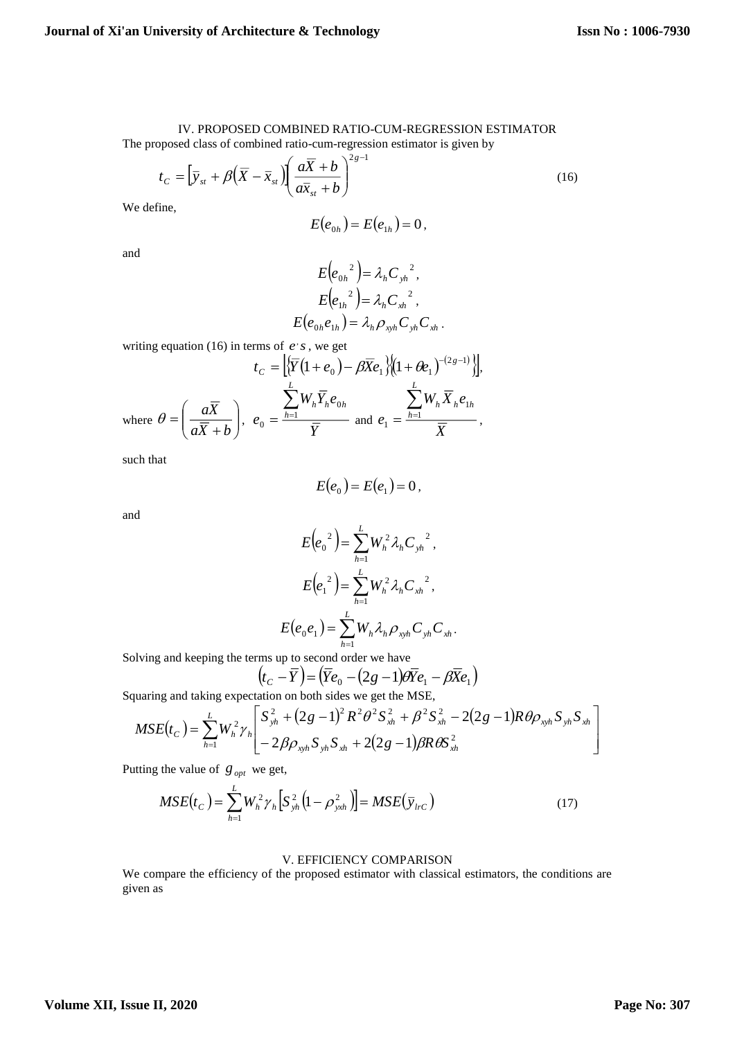## IV. PROPOSED COMBINED RATIO-CUM-REGRESSION ESTIMATOR

The proposed class of combined ratio-cum-regression estimator is given by

$$t_C = \left[\bar{y}_{st} + \beta\left(\bar{X} - \bar{x}_{st}\right)\right]\left(\frac{a\bar{X} + b}{a\bar{x}_{st} + b}\right)^{2g-1} \tag{16}$$

We define,

$$E(e_{0h}) = E(e_{1h}) = 0,$$

and

$$E\left(e_{0h}^{\ 2}\right) = \lambda_h C_{yh}^{\ 2},$$

$$E\left(e_{1h}^{\ 2}\right) = \lambda_h C_{xh}^{\ 2},$$

$$E(e_{0h}e_{1h}) = \lambda_h \rho_{xyh} C_{yh} C_{xh}.$$

writing equation (16) in terms of $e's$, we get

$$t_C = \left[\left\{\bar{Y}(1 + e_0) - \beta\bar{X}e_1\right\}\left\{(1 + \theta e_1)^{-(2g-1)}\right\}\right],$$

where $\theta = \left(\frac{a\bar{X}}{a\bar{X} + b}\right)$, $e_0 = \frac{\sum_{h=1}^{L} W_h \bar{Y}_h e_{0h}}{\bar{Y}}$ and $e_1 = \frac{\sum_{h=1}^{L} W_h \bar{X}_h e_{1h}}{\bar{X}}$,

such that

$$E(e_0) = E(e_1) = 0,$$

and

$$E\left(e_0^{\ 2}\right) = \sum_{h=1}^{L} W_h^{\ 2}\lambda_h C_{yh}^{\ 2},$$

$$E\left(e_1^{\ 2}\right) = \sum_{h=1}^{L} W_h^{\ 2}\lambda_h C_{xh}^{\ 2},$$

$$E(e_0 e_1) = \sum_{h=1}^{L} W_h \lambda_h \rho_{xyh} C_{yh} C_{xh}.$$

Solving and keeping the terms up to second order we have

$$\left(t_C - \bar{Y}\right) = \left(\bar{Y}e_0 - (2g-1)\theta\bar{Y}e_1 - \beta\bar{X}e_1\right)$$

Squaring and taking expectation on both sides we get the MSE,

$$MSE(t_C) = \sum_{h=1}^{L} W_h^{\ 2}\gamma_h \begin{bmatrix} S_{yh}^2 + (2g-1)^2 R^2\theta^2 S_{xh}^2 + \beta^2 S_{xh}^2 - 2(2g-1)R\theta\rho_{xyh}S_{yh}S_{xh} \\ -2\beta\rho_{xyh}S_{yh}S_{xh} + 2(2g-1)\beta R\theta S_{xh}^2 \end{bmatrix}$$

Putting the value of $g_{opt}$ we get,

$$MSE(t_C) = \sum_{h=1}^{L} W_h^2\gamma_h\left[S_{yh}^2\left(1 - \rho_{yxh}^2\right)\right] = MSE\left(\bar{y}_{lrC}\right) \tag{17}$$

## V. EFFICIENCY COMPARISON

We compare the efficiency of the proposed estimator with classical estimators, the conditions are given as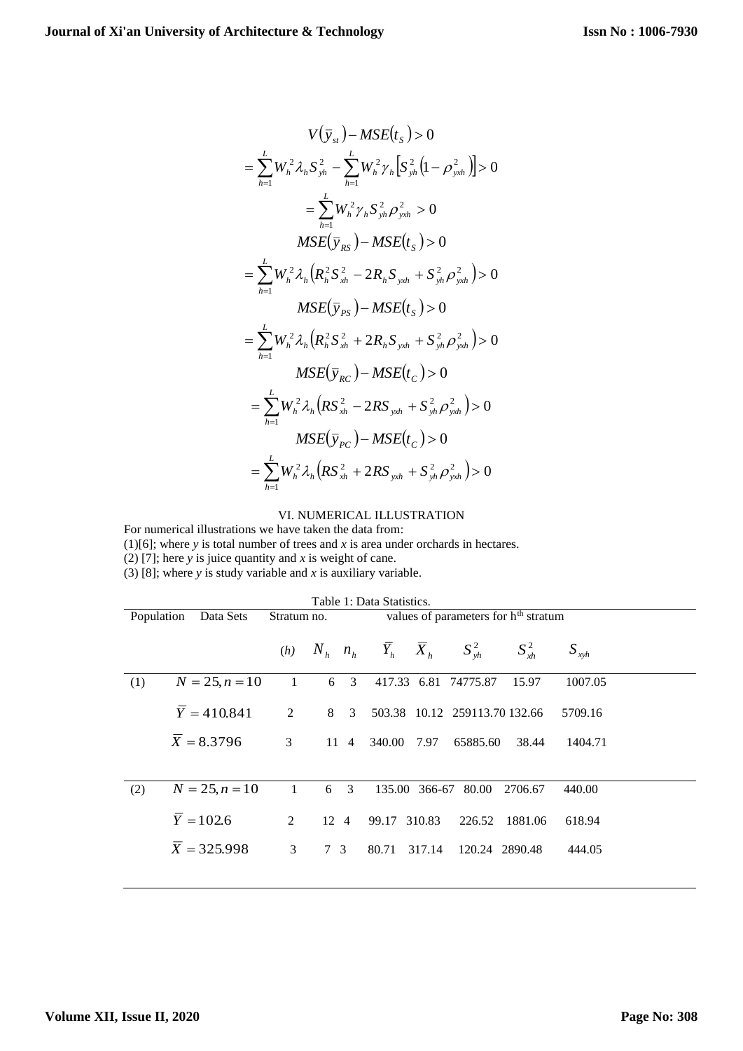$$V(\bar{y}_{st}) - MSE(t_S) > 0$$

$$= \sum_{h=1}^{L} W_h^2 \lambda_h S_{yh}^2 - \sum_{h=1}^{L} W_h^2 \gamma_h \left[ S_{yh}^2 \left(1 - \rho_{yxh}^2\right) \right] > 0$$

$$= \sum_{h=1}^{L} W_h^2 \gamma_h S_{yh}^2 \rho_{yxh}^2 > 0$$

$$MSE(\bar{y}_{RS}) - MSE(t_S) > 0$$

$$= \sum_{h=1}^{L} W_h^2 \lambda_h \left( R_h^2 S_{xh}^2 - 2R_h S_{yxh} + S_{yh}^2 \rho_{yxh}^2 \right) > 0$$

$$MSE(\bar{y}_{PS}) - MSE(t_S) > 0$$

$$= \sum_{h=1}^{L} W_h^2 \lambda_h \left( R_h^2 S_{xh}^2 + 2R_h S_{yxh} + S_{yh}^2 \rho_{yxh}^2 \right) > 0$$

$$MSE(\bar{y}_{RC}) - MSE(t_C) > 0$$

$$= \sum_{h=1}^{L} W_h^2 \lambda_h \left( RS_{xh}^2 - 2RS_{yxh} + S_{yh}^2 \rho_{yxh}^2 \right) > 0$$

$$MSE(\bar{y}_{PC}) - MSE(t_C) > 0$$

$$= \sum_{h=1}^{L} W_h^2 \lambda_h \left( RS_{xh}^2 + 2RS_{yxh} + S_{yh}^2 \rho_{yxh}^2 \right) > 0$$

## VI. NUMERICAL ILLUSTRATION

For numerical illustrations we have taken the data from:

(1)[6]; where *y* is total number of trees and *x* is area under orchards in hectares.

(2) [7]; here *y* is juice quantity and *x* is weight of cane.

(3) [8]; where *y* is study variable and *x* is auxiliary variable.

Table 1: Data Statistics.

| Population | Data Sets | Stratum no. | values of parameters for h[th] stratum | | | | | | |
|---|---|---|---|---|---|---|---|---|---|
| | | $(h)$ | $N_h$ | $n_h$ | $\bar{Y}_h$ | $\bar{X}_h$ | $S_{yh}^2$ | $S_{xh}^2$ | $S_{xyh}$ |
| (1) | $N = 25, n = 10$ | 1 | 6 | 3 | 417.33 | 6.81 | 74775.87 | 15.97 | 1007.05 |
| | $\bar{Y} = 410.841$ | 2 | 8 | 3 | 503.38 | 10.12 | 259113.70 | 132.66 | 5709.16 |
| | $\bar{X} = 8.3796$ | 3 | 11 | 4 | 340.00 | 7.97 | 65885.60 | 38.44 | 1404.71 |
| (2) | $N = 25, n = 10$ | 1 | 6 | 3 | 135.00 | 366-67 | 80.00 | 2706.67 | 440.00 |
| | $\bar{Y} = 102.6$ | 2 | 12 | 4 | 99.17 | 310.83 | 226.52 | 1881.06 | 618.94 |
| | $\bar{X} = 325.998$ | 3 | 7 | 3 | 80.71 | 317.14 | 120.24 | 2890.48 | 444.05 |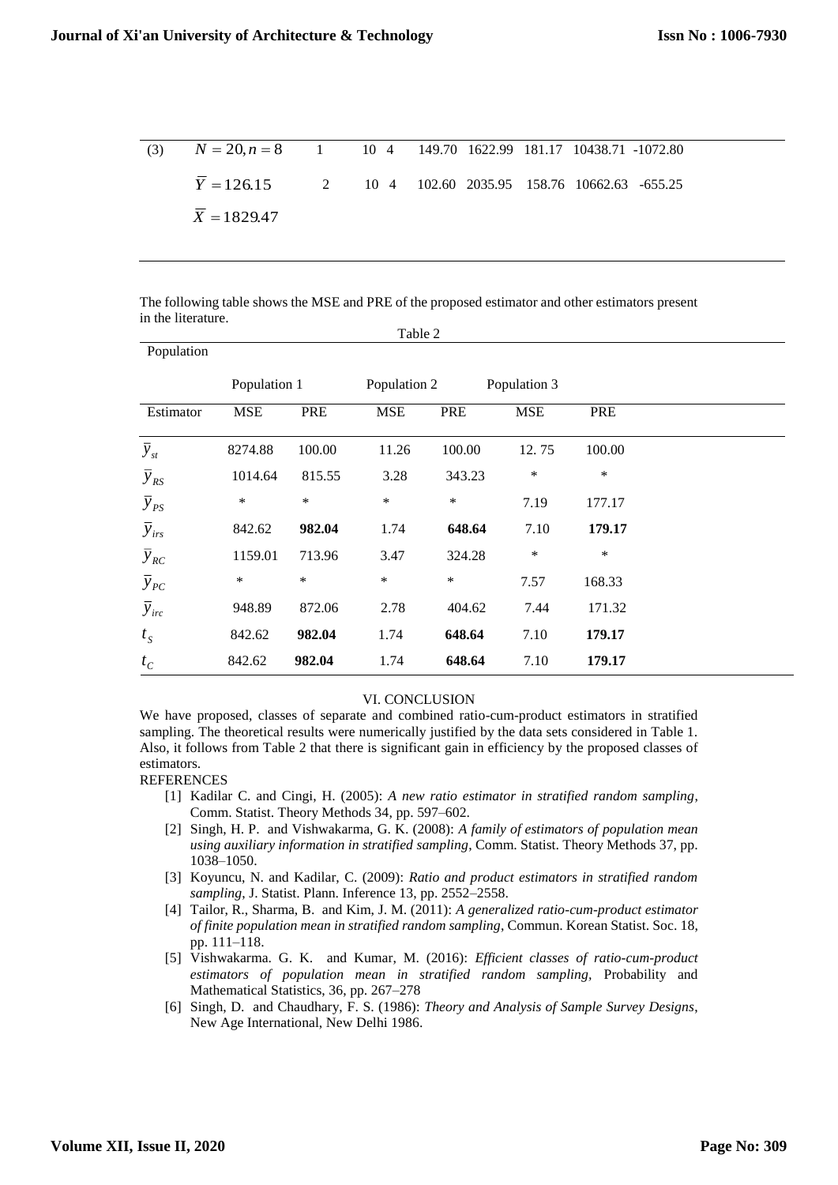| (3) | $N = 20, n = 8$ | 1 | 10 | 4 | 149.70 | 1622.99 | 181.17 | 10438.71 | -1072.80 |
|---|---|---|---|---|---|---|---|---|---|
| | $\bar{Y} = 126.15$ | 2 | 10 | 4 | 102.60 | 2035.95 | 158.76 | 10662.63 | -655.25 |
| | $\bar{X} = 1829.47$ | | | | | | | | |

The following table shows the MSE and PRE of the proposed estimator and other estimators present in the literature.

Table 2

| Population | Population 1 | | Population 2 | | Population 3 | |
|---|---|---|---|---|---|---|
| Estimator | MSE | PRE | MSE | PRE | MSE | PRE |
| $\bar{y}_{st}$ | 8274.88 | 100.00 | 11.26 | 100.00 | 12. 75 | 100.00 |
| $\bar{y}_{RS}$ | 1014.64 | 815.55 | 3.28 | 343.23 | * | * |
| $\bar{y}_{PS}$ | * | * | * | * | 7.19 | 177.17 |
| $\bar{y}_{irs}$ | 842.62 | **982.04** | 1.74 | **648.64** | 7.10 | **179.17** |
| $\bar{y}_{RC}$ | 1159.01 | 713.96 | 3.47 | 324.28 | * | * |
| $\bar{y}_{PC}$ | * | * | * | * | 7.57 | 168.33 |
| $\bar{y}_{irc}$ | 948.89 | 872.06 | 2.78 | 404.62 | 7.44 | 171.32 |
| $t_S$ | 842.62 | **982.04** | 1.74 | **648.64** | 7.10 | **179.17** |
| $t_C$ | 842.62 | **982.04** | 1.74 | **648.64** | 7.10 | **179.17** |

## VI. CONCLUSION

We have proposed, classes of separate and combined ratio-cum-product estimators in stratified sampling. The theoretical results were numerically justified by the data sets considered in Table 1. Also, it follows from Table 2 that there is significant gain in efficiency by the proposed classes of estimators.

REFERENCES

[1] Kadilar C. and Cingi, H. (2005): *A new ratio estimator in stratified random sampling*, Comm. Statist. Theory Methods 34, pp. 597–602.

[2] Singh, H. P. and Vishwakarma, G. K. (2008): *A family of estimators of population mean using auxiliary information in stratified sampling*, Comm. Statist. Theory Methods 37, pp. 1038–1050.

[3] Koyuncu, N. and Kadilar, C. (2009): *Ratio and product estimators in stratified random sampling*, J. Statist. Plann. Inference 13, pp. 2552–2558.

[4] Tailor, R., Sharma, B. and Kim, J. M. (2011): *A generalized ratio-cum-product estimator of finite population mean in stratified random sampling*, Commun. Korean Statist. Soc. 18, pp. 111–118.

[5] Vishwakarma. G. K. and Kumar, M. (2016): *Efficient classes of ratio-cum-product estimators of population mean in stratified random sampling*, Probability and Mathematical Statistics, 36, pp. 267–278

[6] Singh, D. and Chaudhary, F. S. (1986): *Theory and Analysis of Sample Survey Designs*, New Age International, New Delhi 1986.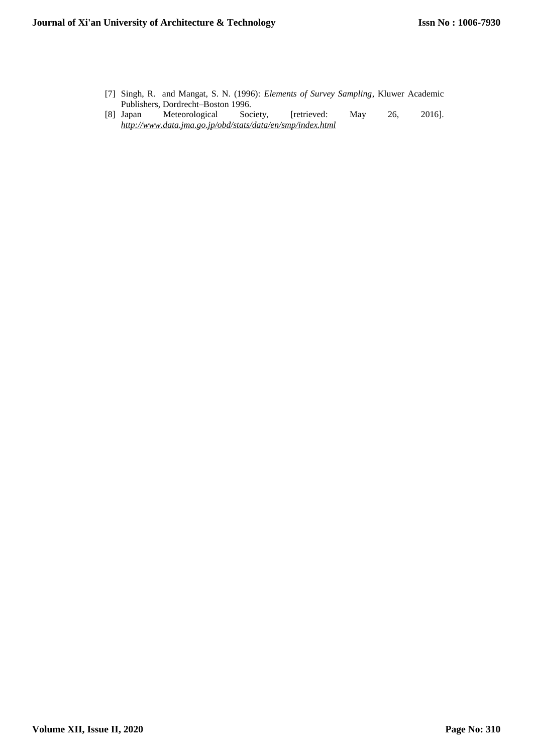[7] Singh, R. and Mangat, S. N. (1996): *Elements of Survey Sampling*, Kluwer Academic Publishers, Dordrecht–Boston 1996.

[8] Japan Meteorological Society, [retrieved: May 26, 2016]. *http://www.data.jma.go.jp/obd/stats/data/en/smp/index.html*